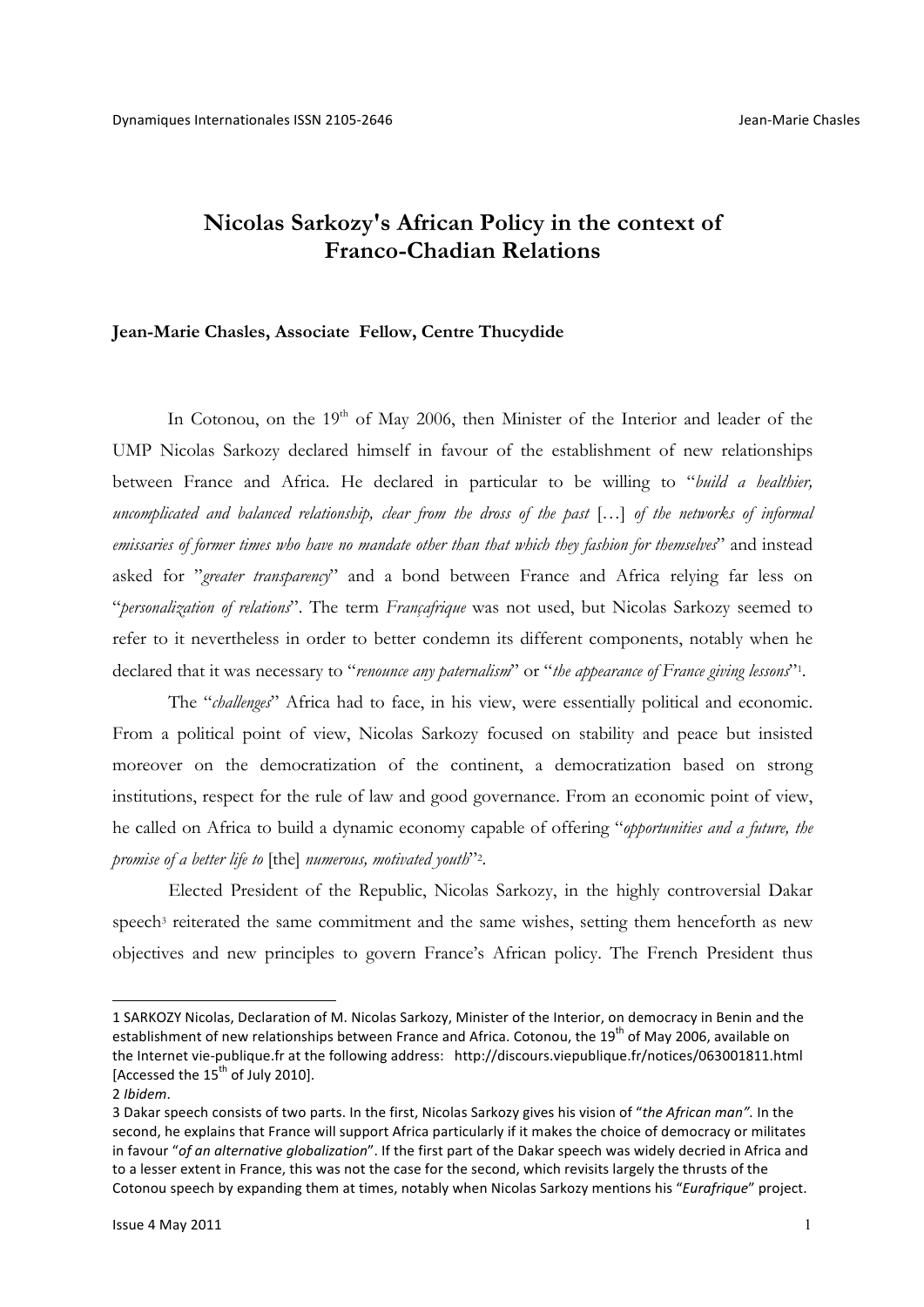# Nicolas Sarkozy's African Policy in the context of Franco-Chadian Relations

**Jean-Marie Chasles, Associate Fellow, Centre Thucydide**

In Cotonou, on the 19th of May 2006, then Minister of the Interior and leader of the UMP Nicolas Sarkozy declared himself in favour of the establishment of new relationships between France and Africa. He declared in particular to be willing to "*build a healthier, uncomplicated and balanced relationship, clear from the dross of the past* […] *of the networks of informal emissaries of former times who have no mandate other than that which they fashion for themselves*" and instead asked for "*greater transparency*" and a bond between France and Africa relying far less on "*personalization of relations*". The term *Françafrique* was not used, but Nicolas Sarkozy seemed to refer to it nevertheless in order to better condemn its different components, notably when he declared that it was necessary to "*renounce any paternalism*" or "*the appearance of France giving lessons*"[1].

The "*challenges*" Africa had to face, in his view, were essentially political and economic. From a political point of view, Nicolas Sarkozy focused on stability and peace but insisted moreover on the democratization of the continent, a democratization based on strong institutions, respect for the rule of law and good governance. From an economic point of view, he called on Africa to build a dynamic economy capable of offering "*opportunities and a future, the promise of a better life to* [the] *numerous, motivated youth*"[2].

Elected President of the Republic, Nicolas Sarkozy, in the highly controversial Dakar speech[3] reiterated the same commitment and the same wishes, setting them henceforth as new objectives and new principles to govern France's African policy. The French President thus

---

1 SARKOZY Nicolas, Declaration of M. Nicolas Sarkozy, Minister of the Interior, on democracy in Benin and the establishment of new relationships between France and Africa. Cotonou, the 19th of May 2006, available on the Internet vie-publique.fr at the following address: http://discours.viepublique.fr/notices/063001811.html [Accessed the 15th of July 2010].

2 *Ibidem*.

3 Dakar speech consists of two parts. In the first, Nicolas Sarkozy gives his vision of "*the African man"*. In the second, he explains that France will support Africa particularly if it makes the choice of democracy or militates in favour "*of an alternative globalization*". If the first part of the Dakar speech was widely decried in Africa and to a lesser extent in France, this was not the case for the second, which revisits largely the thrusts of the Cotonou speech by expanding them at times, notably when Nicolas Sarkozy mentions his "*Eurafrique*" project.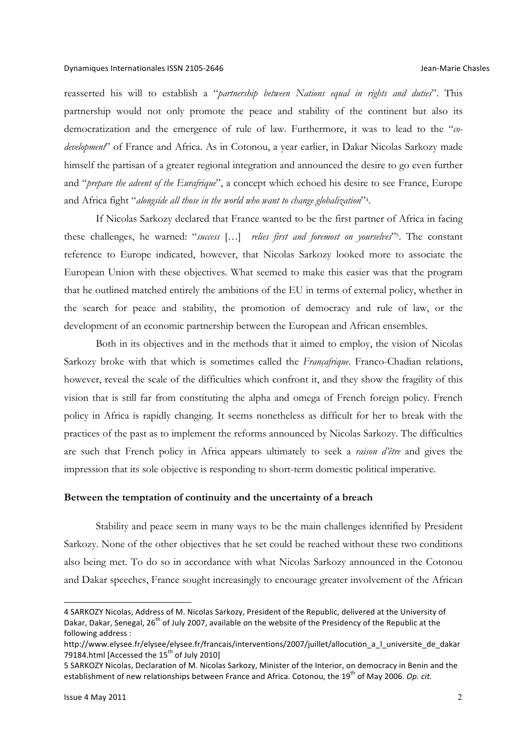reasserted his will to establish a "*partnership between Nations equal in rights and duties*". This partnership would not only promote the peace and stability of the continent but also its democratization and the emergence of rule of law. Furthermore, it was to lead to the "*co-development*" of France and Africa. As in Cotonou, a year earlier, in Dakar Nicolas Sarkozy made himself the partisan of a greater regional integration and announced the desire to go even further and "*prepare the advent of the Eurafrique*", a concept which echoed his desire to see France, Europe and Africa fight "*alongside all those in the world who want to change globalization*"[4].

If Nicolas Sarkozy declared that France wanted to be the first partner of Africa in facing these challenges, he warned: "*success* […] *relies first and foremost on yourselves*"[5]. The constant reference to Europe indicated, however, that Nicolas Sarkozy looked more to associate the European Union with these objectives. What seemed to make this easier was that the program that he outlined matched entirely the ambitions of the EU in terms of external policy, whether in the search for peace and stability, the promotion of democracy and rule of law, or the development of an economic partnership between the European and African ensembles.

Both in its objectives and in the methods that it aimed to employ, the vision of Nicolas Sarkozy broke with that which is sometimes called the *Françafrique*. Franco-Chadian relations, however, reveal the scale of the difficulties which confront it, and they show the fragility of this vision that is still far from constituting the alpha and omega of French foreign policy. French policy in Africa is rapidly changing. It seems nonetheless as difficult for her to break with the practices of the past as to implement the reforms announced by Nicolas Sarkozy. The difficulties are such that French policy in Africa appears ultimately to seek a *raison d'être* and gives the impression that its sole objective is responding to short-term domestic political imperative.

## Between the temptation of continuity and the uncertainty of a breach

Stability and peace seem in many ways to be the main challenges identified by President Sarkozy. None of the other objectives that he set could be reached without these two conditions also being met. To do so in accordance with what Nicolas Sarkozy announced in the Cotonou and Dakar speeches, France sought increasingly to encourage greater involvement of the African

---

4 SARKOZY Nicolas, Address of M. Nicolas Sarkozy, President of the Republic, delivered at the University of Dakar, Dakar, Senegal, 26th of July 2007, available on the website of the Presidency of the Republic at the following address : http://www.elysee.fr/elysee/elysee.fr/francais/interventions/2007/juillet/allocution_a_l_universite_de_dakar79184.html [Accessed the 15th of July 2010]

5 SARKOZY Nicolas, Declaration of M. Nicolas Sarkozy, Minister of the Interior, on democracy in Benin and the establishment of new relationships between France and Africa. Cotonou, the 19th of May 2006. *Op. cit.*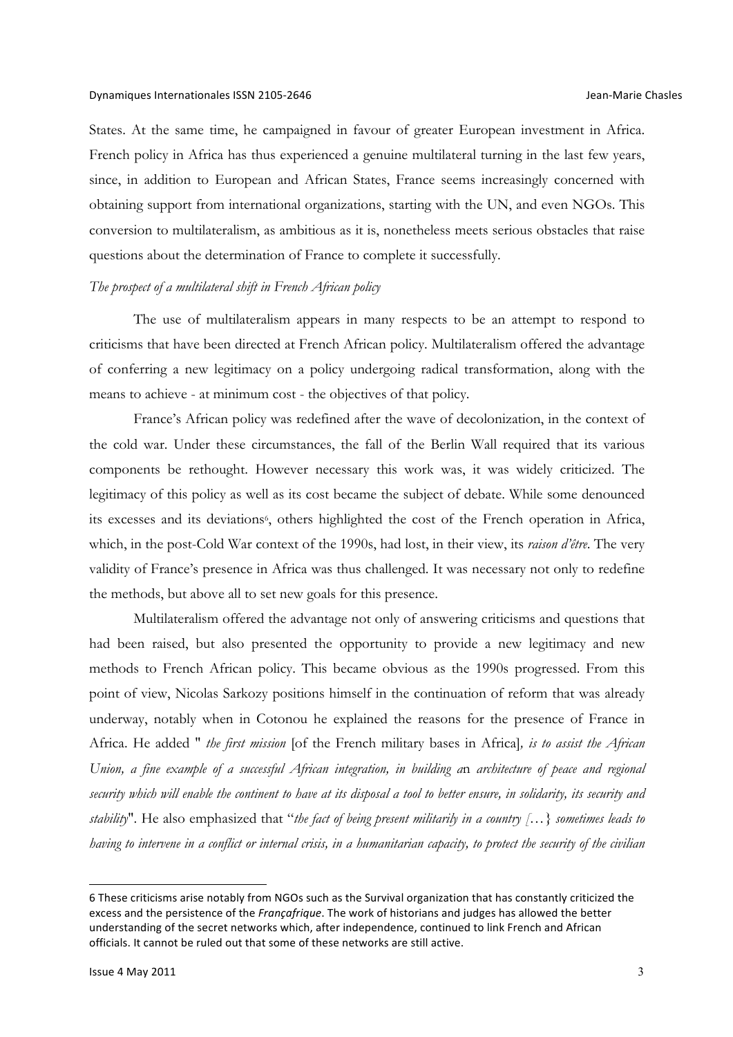States. At the same time, he campaigned in favour of greater European investment in Africa. French policy in Africa has thus experienced a genuine multilateral turning in the last few years, since, in addition to European and African States, France seems increasingly concerned with obtaining support from international organizations, starting with the UN, and even NGOs. This conversion to multilateralism, as ambitious as it is, nonetheless meets serious obstacles that raise questions about the determination of France to complete it successfully.

*The prospect of a multilateral shift in French African policy*

The use of multilateralism appears in many respects to be an attempt to respond to criticisms that have been directed at French African policy. Multilateralism offered the advantage of conferring a new legitimacy on a policy undergoing radical transformation, along with the means to achieve - at minimum cost - the objectives of that policy.

France's African policy was redefined after the wave of decolonization, in the context of the cold war. Under these circumstances, the fall of the Berlin Wall required that its various components be rethought. However necessary this work was, it was widely criticized. The legitimacy of this policy as well as its cost became the subject of debate. While some denounced its excesses and its deviations[6], others highlighted the cost of the French operation in Africa, which, in the post-Cold War context of the 1990s, had lost, in their view, its *raison d'être*. The very validity of France's presence in Africa was thus challenged. It was necessary not only to redefine the methods, but above all to set new goals for this presence.

Multilateralism offered the advantage not only of answering criticisms and questions that had been raised, but also presented the opportunity to provide a new legitimacy and new methods to French African policy. This became obvious as the 1990s progressed. From this point of view, Nicolas Sarkozy positions himself in the continuation of reform that was already underway, notably when in Cotonou he explained the reasons for the presence of France in Africa. He added " *the first mission* [of the French military bases in Africa]*, is to assist the African Union, a fine example of a successful African integration, in building a*n *architecture of peace and regional security which will enable the continent to have at its disposal a tool to better ensure, in solidarity, its security and stability*". He also emphasized that "*the fact of being present militarily in a country […} sometimes leads to having to intervene in a conflict or internal crisis, in a humanitarian capacity, to protect the security of the civilian*

---

6 These criticisms arise notably from NGOs such as the Survival organization that has constantly criticized the excess and the persistence of the *Françafrique*. The work of historians and judges has allowed the better understanding of the secret networks which, after independence, continued to link French and African officials. It cannot be ruled out that some of these networks are still active.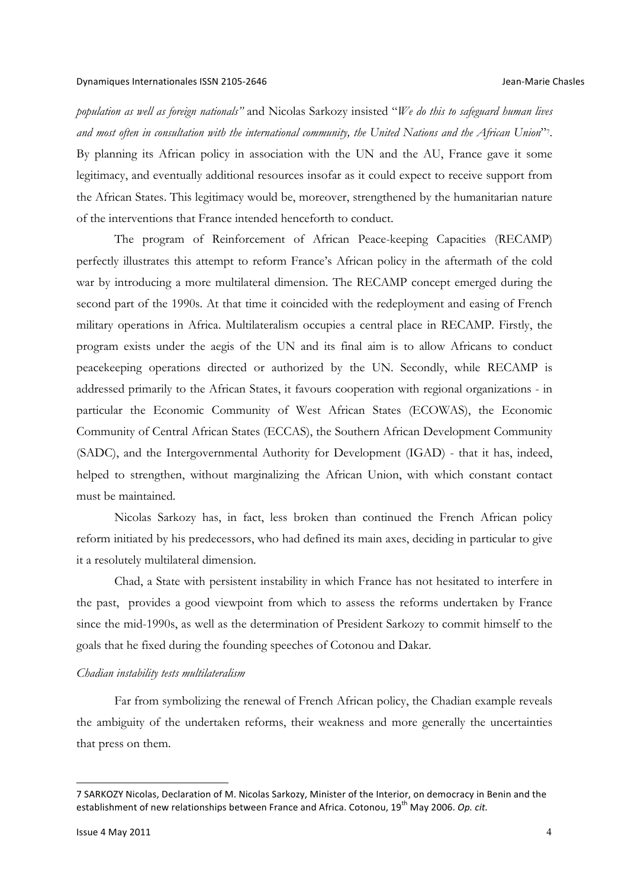*population as well as foreign nationals"* and Nicolas Sarkozy insisted "*We do this to safeguard human lives and most often in consultation with the international community, the United Nations and the African Union*"[7]. By planning its African policy in association with the UN and the AU, France gave it some legitimacy, and eventually additional resources insofar as it could expect to receive support from the African States. This legitimacy would be, moreover, strengthened by the humanitarian nature of the interventions that France intended henceforth to conduct.

The program of Reinforcement of African Peace-keeping Capacities (RECAMP) perfectly illustrates this attempt to reform France's African policy in the aftermath of the cold war by introducing a more multilateral dimension. The RECAMP concept emerged during the second part of the 1990s. At that time it coincided with the redeployment and easing of French military operations in Africa. Multilateralism occupies a central place in RECAMP. Firstly, the program exists under the aegis of the UN and its final aim is to allow Africans to conduct peacekeeping operations directed or authorized by the UN. Secondly, while RECAMP is addressed primarily to the African States, it favours cooperation with regional organizations - in particular the Economic Community of West African States (ECOWAS), the Economic Community of Central African States (ECCAS), the Southern African Development Community (SADC), and the Intergovernmental Authority for Development (IGAD) - that it has, indeed, helped to strengthen, without marginalizing the African Union, with which constant contact must be maintained.

Nicolas Sarkozy has, in fact, less broken than continued the French African policy reform initiated by his predecessors, who had defined its main axes, deciding in particular to give it a resolutely multilateral dimension.

Chad, a State with persistent instability in which France has not hesitated to interfere in the past, provides a good viewpoint from which to assess the reforms undertaken by France since the mid-1990s, as well as the determination of President Sarkozy to commit himself to the goals that he fixed during the founding speeches of Cotonou and Dakar.

*Chadian instability tests multilateralism*

Far from symbolizing the renewal of French African policy, the Chadian example reveals the ambiguity of the undertaken reforms, their weakness and more generally the uncertainties that press on them.

---

7 SARKOZY Nicolas, Declaration of M. Nicolas Sarkozy, Minister of the Interior, on democracy in Benin and the establishment of new relationships between France and Africa. Cotonou, 19th May 2006. *Op. cit.*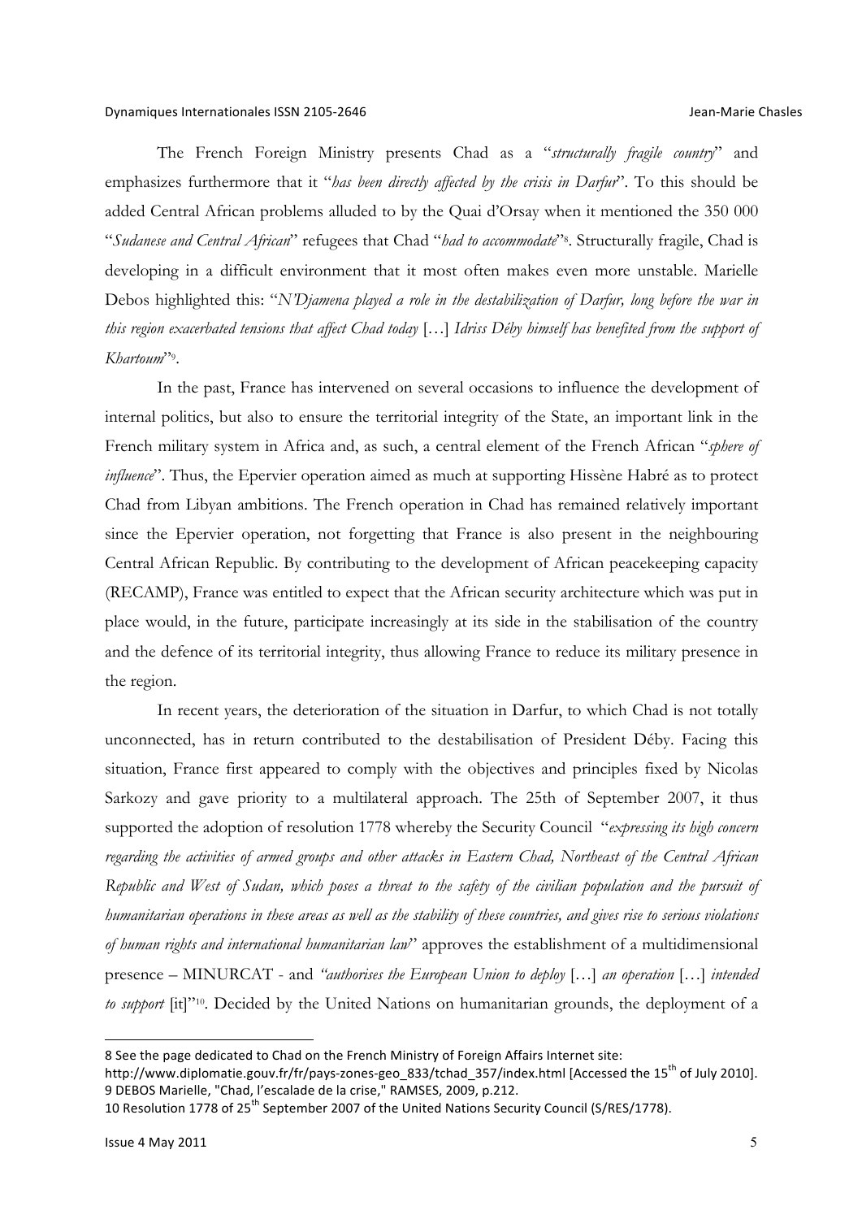The French Foreign Ministry presents Chad as a "*structurally fragile country*" and emphasizes furthermore that it "*has been directly affected by the crisis in Darfur*". To this should be added Central African problems alluded to by the Quai d'Orsay when it mentioned the 350 000 "*Sudanese and Central African*" refugees that Chad "*had to accommodate*"[8]. Structurally fragile, Chad is developing in a difficult environment that it most often makes even more unstable. Marielle Debos highlighted this: "*N'Djamena played a role in the destabilization of Darfur, long before the war in this region exacerbated tensions that affect Chad today* […] *Idriss Déby himself has benefited from the support of Khartoum*"[9].

In the past, France has intervened on several occasions to influence the development of internal politics, but also to ensure the territorial integrity of the State, an important link in the French military system in Africa and, as such, a central element of the French African "*sphere of influence*". Thus, the Epervier operation aimed as much at supporting Hissène Habré as to protect Chad from Libyan ambitions. The French operation in Chad has remained relatively important since the Epervier operation, not forgetting that France is also present in the neighbouring Central African Republic. By contributing to the development of African peacekeeping capacity (RECAMP), France was entitled to expect that the African security architecture which was put in place would, in the future, participate increasingly at its side in the stabilisation of the country and the defence of its territorial integrity, thus allowing France to reduce its military presence in the region.

In recent years, the deterioration of the situation in Darfur, to which Chad is not totally unconnected, has in return contributed to the destabilisation of President Déby. Facing this situation, France first appeared to comply with the objectives and principles fixed by Nicolas Sarkozy and gave priority to a multilateral approach. The 25th of September 2007, it thus supported the adoption of resolution 1778 whereby the Security Council "*expressing its high concern regarding the activities of armed groups and other attacks in Eastern Chad, Northeast of the Central African Republic and West of Sudan, which poses a threat to the safety of the civilian population and the pursuit of humanitarian operations in these areas as well as the stability of these countries, and gives rise to serious violations of human rights and international humanitarian law*" approves the establishment of a multidimensional presence – MINURCAT - and *"authorises the European Union to deploy* […] *an operation* […] *intended to support* [it]"[10]. Decided by the United Nations on humanitarian grounds, the deployment of a

---

8 See the page dedicated to Chad on the French Ministry of Foreign Affairs Internet site: http://www.diplomatie.gouv.fr/fr/pays-zones-geo_833/tchad_357/index.html [Accessed the 15th of July 2010].

9 DEBOS Marielle, "Chad, l'escalade de la crise," RAMSES, 2009, p.212.

10 Resolution 1778 of 25th September 2007 of the United Nations Security Council (S/RES/1778).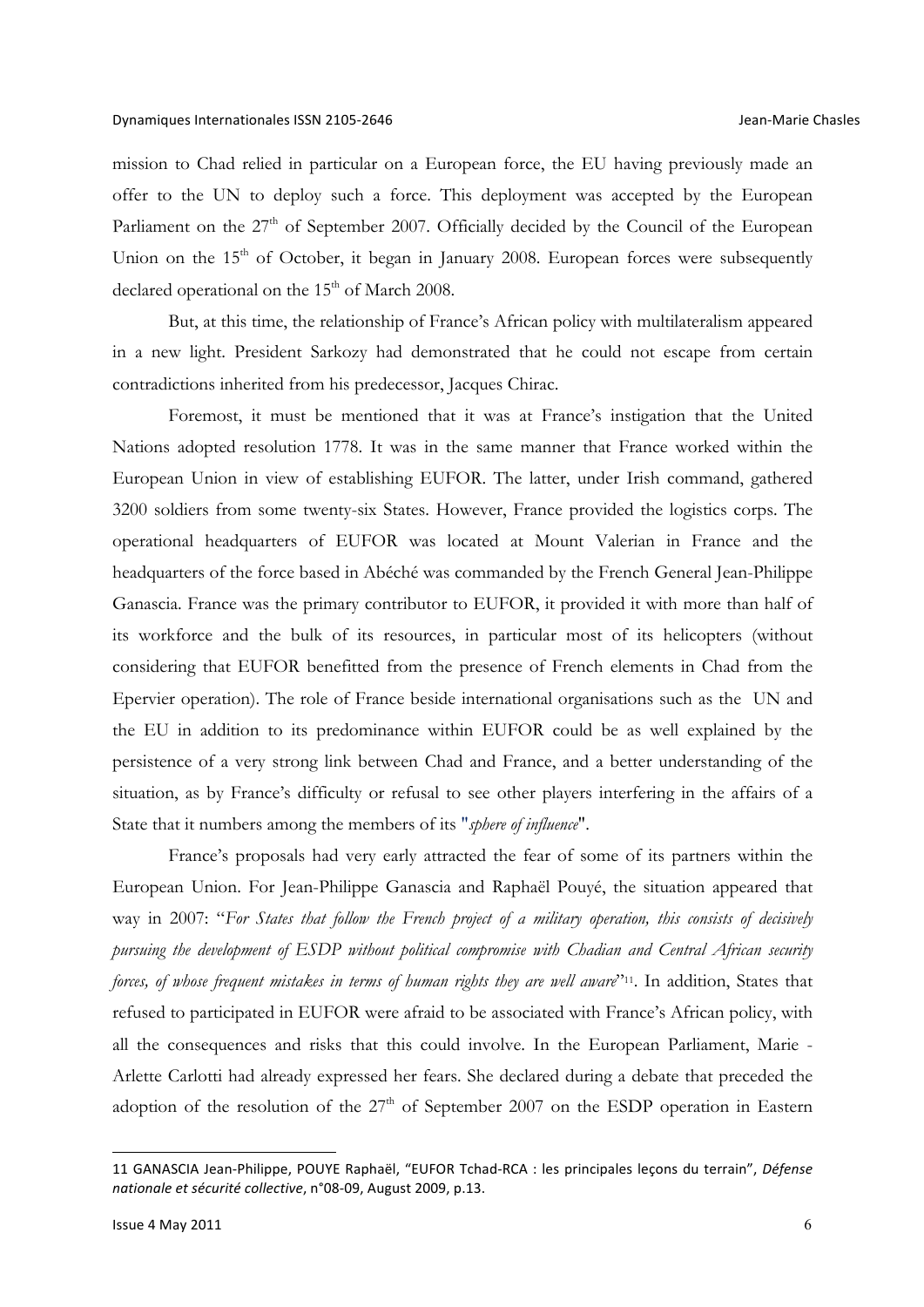mission to Chad relied in particular on a European force, the EU having previously made an offer to the UN to deploy such a force. This deployment was accepted by the European Parliament on the 27th of September 2007. Officially decided by the Council of the European Union on the 15th of October, it began in January 2008. European forces were subsequently declared operational on the 15th of March 2008.

But, at this time, the relationship of France's African policy with multilateralism appeared in a new light. President Sarkozy had demonstrated that he could not escape from certain contradictions inherited from his predecessor, Jacques Chirac.

Foremost, it must be mentioned that it was at France's instigation that the United Nations adopted resolution 1778. It was in the same manner that France worked within the European Union in view of establishing EUFOR. The latter, under Irish command, gathered 3200 soldiers from some twenty-six States. However, France provided the logistics corps. The operational headquarters of EUFOR was located at Mount Valerian in France and the headquarters of the force based in Abéché was commanded by the French General Jean-Philippe Ganascia. France was the primary contributor to EUFOR, it provided it with more than half of its workforce and the bulk of its resources, in particular most of its helicopters (without considering that EUFOR benefitted from the presence of French elements in Chad from the Epervier operation). The role of France beside international organisations such as the UN and the EU in addition to its predominance within EUFOR could be as well explained by the persistence of a very strong link between Chad and France, and a better understanding of the situation, as by France's difficulty or refusal to see other players interfering in the affairs of a State that it numbers among the members of its "*sphere of influence*".

France's proposals had very early attracted the fear of some of its partners within the European Union. For Jean-Philippe Ganascia and Raphaël Pouyé, the situation appeared that way in 2007: "*For States that follow the French project of a military operation, this consists of decisively pursuing the development of ESDP without political compromise with Chadian and Central African security forces, of whose frequent mistakes in terms of human rights they are well aware*"[11]. In addition, States that refused to participated in EUFOR were afraid to be associated with France's African policy, with all the consequences and risks that this could involve. In the European Parliament, Marie - Arlette Carlotti had already expressed her fears. She declared during a debate that preceded the adoption of the resolution of the 27th of September 2007 on the ESDP operation in Eastern

---

11 GANASCIA Jean-Philippe, POUYE Raphaël, "EUFOR Tchad-RCA : les principales leçons du terrain", *Défense nationale et sécurité collective*, n°08-09, August 2009, p.13.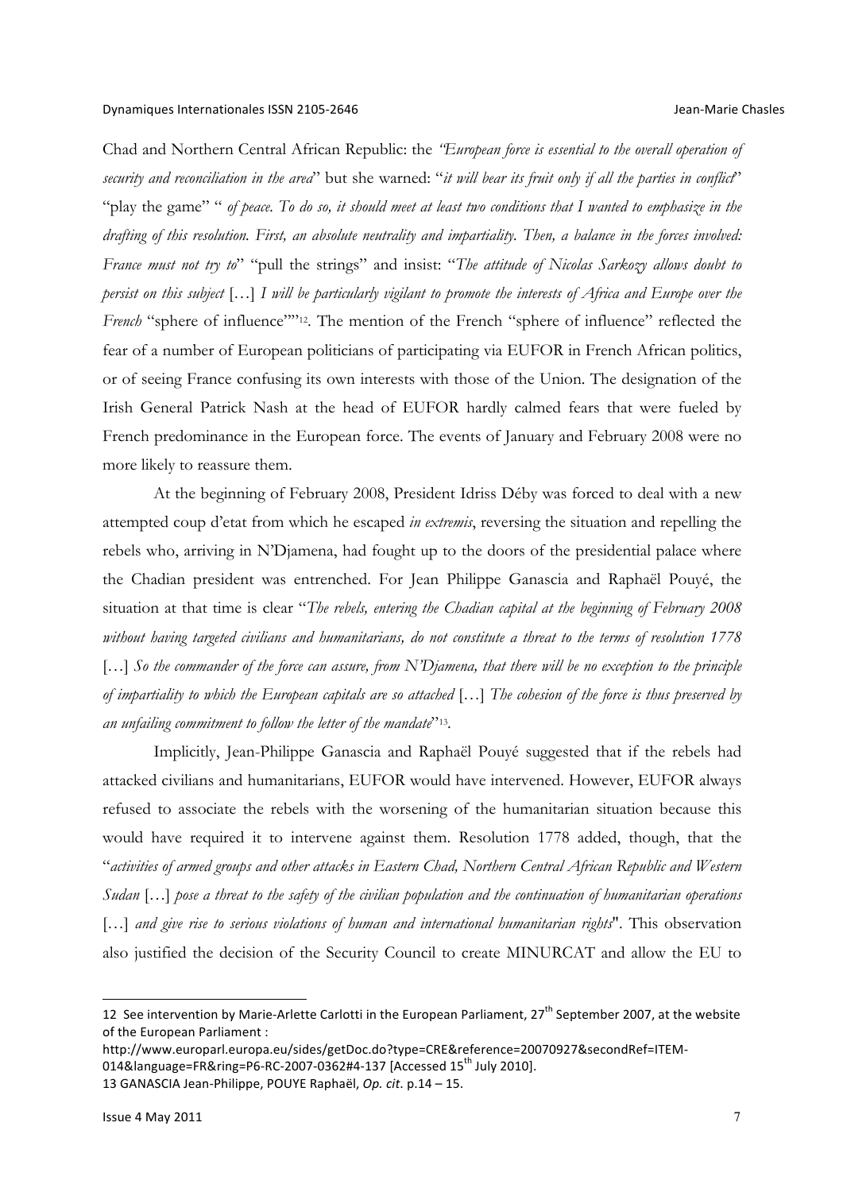Chad and Northern Central African Republic: the *"European force is essential to the overall operation of security and reconciliation in the area*" but she warned: "*it will bear its fruit only if all the parties in conflict*" "play the game" " *of peace. To do so, it should meet at least two conditions that I wanted to emphasize in the drafting of this resolution. First, an absolute neutrality and impartiality. Then, a balance in the forces involved: France must not try to*" "pull the strings" and insist: "*The attitude of Nicolas Sarkozy allows doubt to persist on this subject* […] *I will be particularly vigilant to promote the interests of Africa and Europe over the French* "sphere of influence""[12]. The mention of the French "sphere of influence" reflected the fear of a number of European politicians of participating via EUFOR in French African politics, or of seeing France confusing its own interests with those of the Union. The designation of the Irish General Patrick Nash at the head of EUFOR hardly calmed fears that were fueled by French predominance in the European force. The events of January and February 2008 were no more likely to reassure them.

At the beginning of February 2008, President Idriss Déby was forced to deal with a new attempted coup d'etat from which he escaped *in extremis*, reversing the situation and repelling the rebels who, arriving in N'Djamena, had fought up to the doors of the presidential palace where the Chadian president was entrenched. For Jean Philippe Ganascia and Raphaël Pouyé, the situation at that time is clear "*The rebels, entering the Chadian capital at the beginning of February 2008 without having targeted civilians and humanitarians, do not constitute a threat to the terms of resolution 1778* […] *So the commander of the force can assure, from N'Djamena, that there will be no exception to the principle of impartiality to which the European capitals are so attached* […] *The cohesion of the force is thus preserved by an unfailing commitment to follow the letter of the mandate*"[13].

Implicitly, Jean-Philippe Ganascia and Raphaël Pouyé suggested that if the rebels had attacked civilians and humanitarians, EUFOR would have intervened. However, EUFOR always refused to associate the rebels with the worsening of the humanitarian situation because this would have required it to intervene against them. Resolution 1778 added, though, that the "*activities of armed groups and other attacks in Eastern Chad, Northern Central African Republic and Western Sudan* […] *pose a threat to the safety of the civilian population and the continuation of humanitarian operations* […] *and give rise to serious violations of human and international humanitarian rights*". This observation also justified the decision of the Security Council to create MINURCAT and allow the EU to

---

12 See intervention by Marie-Arlette Carlotti in the European Parliament, 27th September 2007, at the website of the European Parliament : http://www.europarl.europa.eu/sides/getDoc.do?type=CRE&reference=20070927&secondRef=ITEM-014&language=FR&ring=P6-RC-2007-0362#4-137 [Accessed 15th July 2010].

13 GANASCIA Jean-Philippe, POUYE Raphaël, *Op. cit*. p.14 – 15.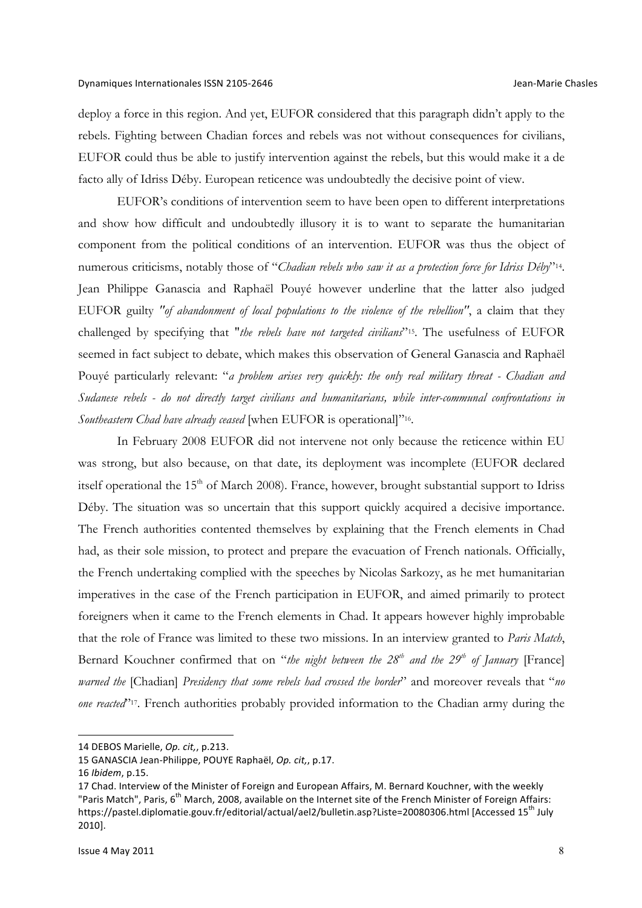deploy a force in this region. And yet, EUFOR considered that this paragraph didn't apply to the rebels. Fighting between Chadian forces and rebels was not without consequences for civilians, EUFOR could thus be able to justify intervention against the rebels, but this would make it a de facto ally of Idriss Déby. European reticence was undoubtedly the decisive point of view.

EUFOR's conditions of intervention seem to have been open to different interpretations and show how difficult and undoubtedly illusory it is to want to separate the humanitarian component from the political conditions of an intervention. EUFOR was thus the object of numerous criticisms, notably those of "*Chadian rebels who saw it as a protection force for Idriss Déby*"[14]. Jean Philippe Ganascia and Raphaël Pouyé however underline that the latter also judged EUFOR guilty *"of abandonment of local populations to the violence of the rebellion"*, a claim that they challenged by specifying that "*the rebels have not targeted civilians*"[15]. The usefulness of EUFOR seemed in fact subject to debate, which makes this observation of General Ganascia and Raphaël Pouyé particularly relevant: "*a problem arises very quickly: the only real military threat - Chadian and Sudanese rebels - do not directly target civilians and humanitarians, while inter-communal confrontations in Southeastern Chad have already ceased* [when EUFOR is operational]"[16].

In February 2008 EUFOR did not intervene not only because the reticence within EU was strong, but also because, on that date, its deployment was incomplete (EUFOR declared itself operational the 15th of March 2008). France, however, brought substantial support to Idriss Déby. The situation was so uncertain that this support quickly acquired a decisive importance. The French authorities contented themselves by explaining that the French elements in Chad had, as their sole mission, to protect and prepare the evacuation of French nationals. Officially, the French undertaking complied with the speeches by Nicolas Sarkozy, as he met humanitarian imperatives in the case of the French participation in EUFOR, and aimed primarily to protect foreigners when it came to the French elements in Chad. It appears however highly improbable that the role of France was limited to these two missions. In an interview granted to *Paris Match*, Bernard Kouchner confirmed that on "*the night between the 28th and the 29th of January* [France] *warned the* [Chadian] *Presidency that some rebels had crossed the border*" and moreover reveals that "*no one reacted*"[17]. French authorities probably provided information to the Chadian army during the

---

14 DEBOS Marielle, *Op. cit,*, p.213.

15 GANASCIA Jean-Philippe, POUYE Raphaël, *Op. cit,*, p.17.

16 *Ibidem*, p.15.

17 Chad. Interview of the Minister of Foreign and European Affairs, M. Bernard Kouchner, with the weekly "Paris Match", Paris, 6th March, 2008, available on the Internet site of the French Minister of Foreign Affairs: https://pastel.diplomatie.gouv.fr/editorial/actual/ael2/bulletin.asp?Liste=20080306.html [Accessed 15th July 2010].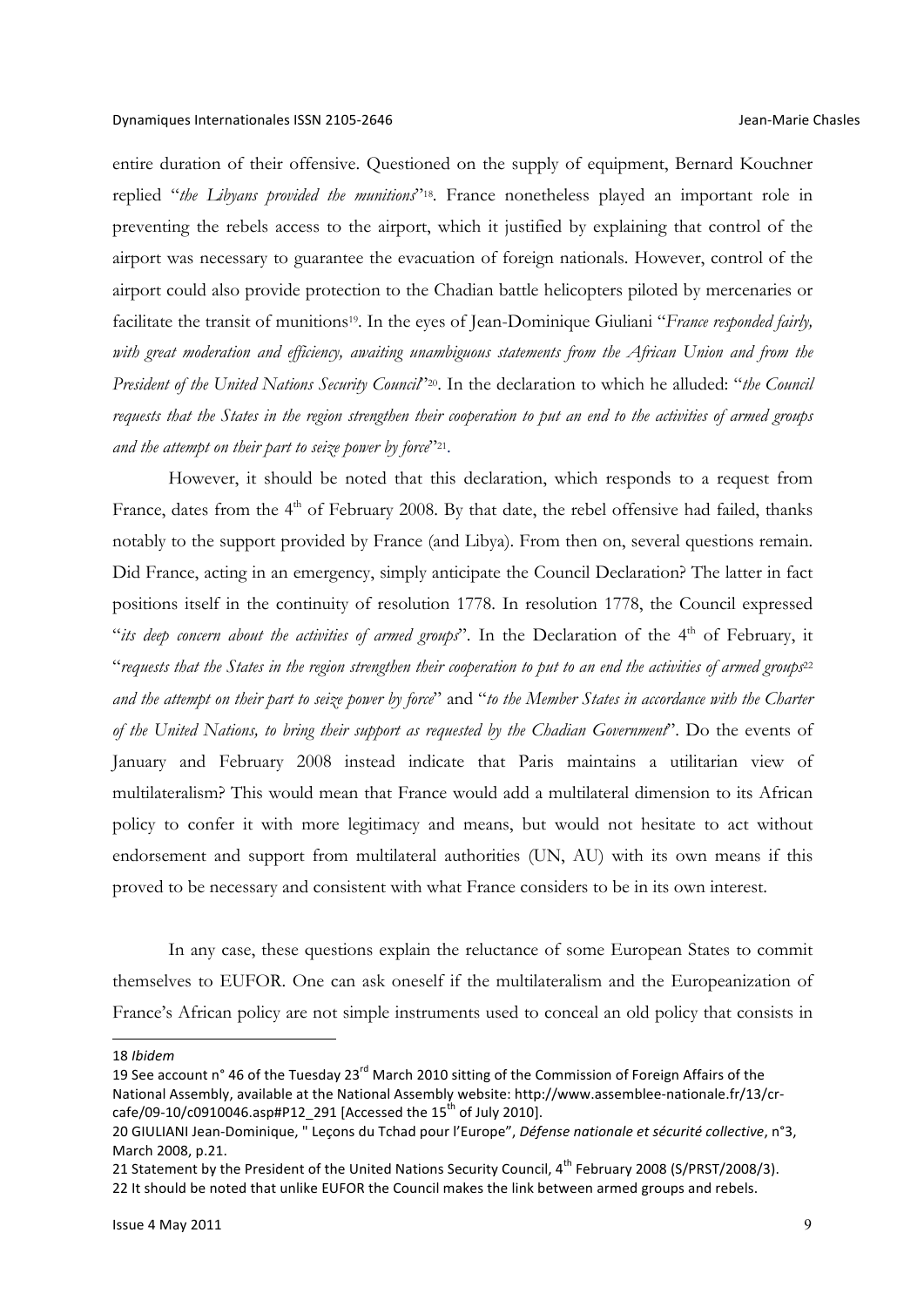entire duration of their offensive. Questioned on the supply of equipment, Bernard Kouchner replied "*the Libyans provided the munitions*"[18]. France nonetheless played an important role in preventing the rebels access to the airport, which it justified by explaining that control of the airport was necessary to guarantee the evacuation of foreign nationals. However, control of the airport could also provide protection to the Chadian battle helicopters piloted by mercenaries or facilitate the transit of munitions[19]. In the eyes of Jean-Dominique Giuliani "*France responded fairly, with great moderation and efficiency, awaiting unambiguous statements from the African Union and from the President of the United Nations Security Council*"[20]. In the declaration to which he alluded: "*the Council requests that the States in the region strengthen their cooperation to put an end to the activities of armed groups and the attempt on their part to seize power by force*"[21].

However, it should be noted that this declaration, which responds to a request from France, dates from the 4th of February 2008. By that date, the rebel offensive had failed, thanks notably to the support provided by France (and Libya). From then on, several questions remain. Did France, acting in an emergency, simply anticipate the Council Declaration? The latter in fact positions itself in the continuity of resolution 1778. In resolution 1778, the Council expressed "*its deep concern about the activities of armed groups*". In the Declaration of the 4th of February, it "*requests that the States in the region strengthen their cooperation to put to an end the activities of armed groups*[22] *and the attempt on their part to seize power by force*" and "*to the Member States in accordance with the Charter of the United Nations, to bring their support as requested by the Chadian Government*". Do the events of January and February 2008 instead indicate that Paris maintains a utilitarian view of multilateralism? This would mean that France would add a multilateral dimension to its African policy to confer it with more legitimacy and means, but would not hesitate to act without endorsement and support from multilateral authorities (UN, AU) with its own means if this proved to be necessary and consistent with what France considers to be in its own interest.

In any case, these questions explain the reluctance of some European States to commit themselves to EUFOR. One can ask oneself if the multilateralism and the Europeanization of France's African policy are not simple instruments used to conceal an old policy that consists in

---

18 *Ibidem*

19 See account n° 46 of the Tuesday 23rd March 2010 sitting of the Commission of Foreign Affairs of the National Assembly, available at the National Assembly website: http://www.assemblee-nationale.fr/13/cr-cafe/09-10/c0910046.asp#P12_291 [Accessed the 15th of July 2010].

20 GIULIANI Jean-Dominique, " Leçons du Tchad pour l'Europe", *Défense nationale et sécurité collective*, n°3, March 2008, p.21.

21 Statement by the President of the United Nations Security Council, 4th February 2008 (S/PRST/2008/3).

22 It should be noted that unlike EUFOR the Council makes the link between armed groups and rebels.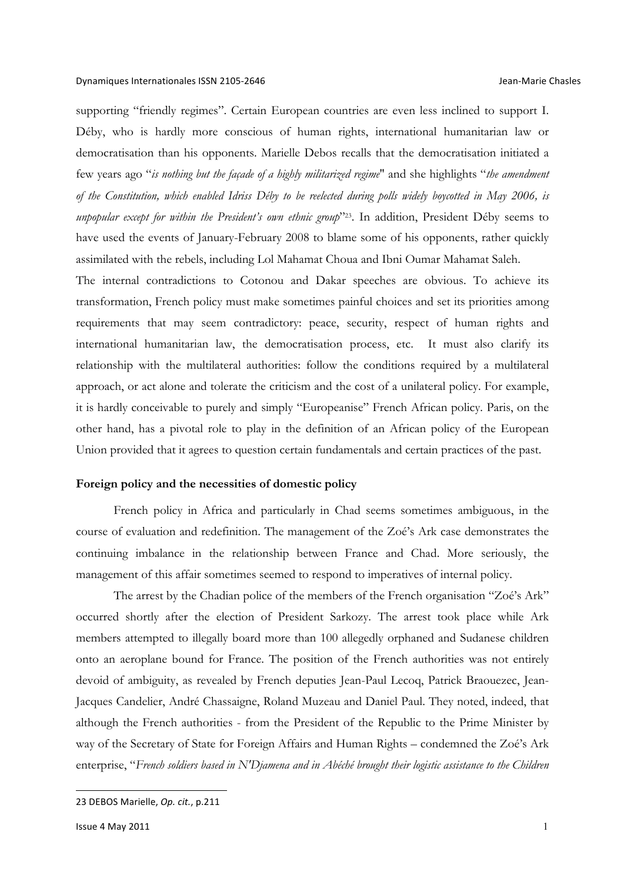supporting "friendly regimes". Certain European countries are even less inclined to support I. Déby, who is hardly more conscious of human rights, international humanitarian law or democratisation than his opponents. Marielle Debos recalls that the democratisation initiated a few years ago "*is nothing but the façade of a highly militarized regime*" and she highlights "*the amendment of the Constitution, which enabled Idriss Déby to be reelected during polls widely boycotted in May 2006, is unpopular except for within the President's own ethnic group*"[23]. In addition, President Déby seems to have used the events of January-February 2008 to blame some of his opponents, rather quickly assimilated with the rebels, including Lol Mahamat Choua and Ibni Oumar Mahamat Saleh.

The internal contradictions to Cotonou and Dakar speeches are obvious. To achieve its transformation, French policy must make sometimes painful choices and set its priorities among requirements that may seem contradictory: peace, security, respect of human rights and international humanitarian law, the democratisation process, etc. It must also clarify its relationship with the multilateral authorities: follow the conditions required by a multilateral approach, or act alone and tolerate the criticism and the cost of a unilateral policy. For example, it is hardly conceivable to purely and simply "Europeanise" French African policy. Paris, on the other hand, has a pivotal role to play in the definition of an African policy of the European Union provided that it agrees to question certain fundamentals and certain practices of the past.

## Foreign policy and the necessities of domestic policy

French policy in Africa and particularly in Chad seems sometimes ambiguous, in the course of evaluation and redefinition. The management of the Zoé's Ark case demonstrates the continuing imbalance in the relationship between France and Chad. More seriously, the management of this affair sometimes seemed to respond to imperatives of internal policy.

The arrest by the Chadian police of the members of the French organisation "Zoé's Ark" occurred shortly after the election of President Sarkozy. The arrest took place while Ark members attempted to illegally board more than 100 allegedly orphaned and Sudanese children onto an aeroplane bound for France. The position of the French authorities was not entirely devoid of ambiguity, as revealed by French deputies Jean-Paul Lecoq, Patrick Braouezec, Jean-Jacques Candelier, André Chassaigne, Roland Muzeau and Daniel Paul. They noted, indeed, that although the French authorities - from the President of the Republic to the Prime Minister by way of the Secretary of State for Foreign Affairs and Human Rights – condemned the Zoé's Ark enterprise, "*French soldiers based in N'Djamena and in Abéché brought their logistic assistance to the Children*

---

23 DEBOS Marielle, *Op. cit.*, p.211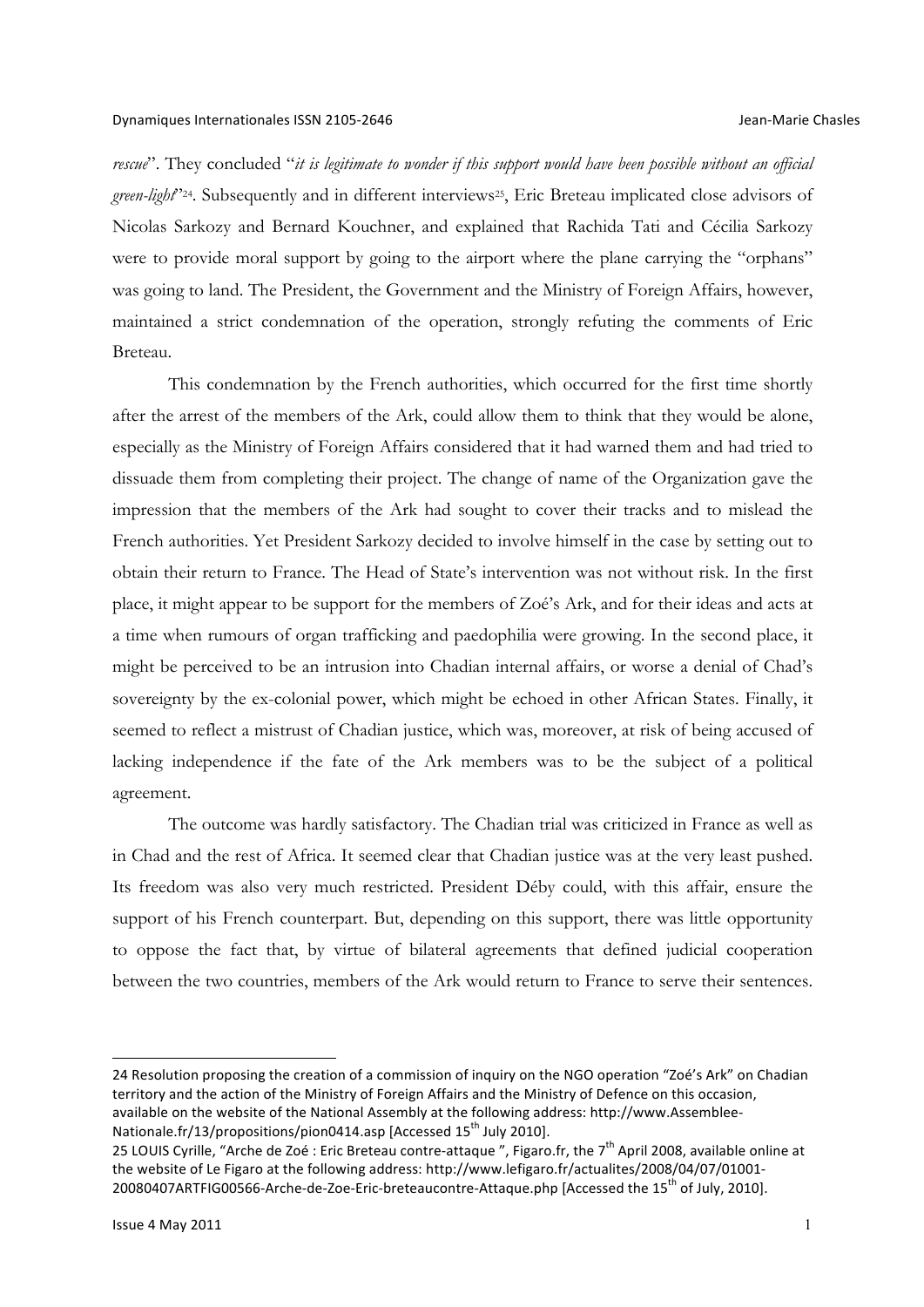*rescue*". They concluded "*it is legitimate to wonder if this support would have been possible without an official green-light*"[24]. Subsequently and in different interviews[25], Eric Breteau implicated close advisors of Nicolas Sarkozy and Bernard Kouchner, and explained that Rachida Tati and Cécilia Sarkozy were to provide moral support by going to the airport where the plane carrying the "orphans" was going to land. The President, the Government and the Ministry of Foreign Affairs, however, maintained a strict condemnation of the operation, strongly refuting the comments of Eric Breteau.

This condemnation by the French authorities, which occurred for the first time shortly after the arrest of the members of the Ark, could allow them to think that they would be alone, especially as the Ministry of Foreign Affairs considered that it had warned them and had tried to dissuade them from completing their project. The change of name of the Organization gave the impression that the members of the Ark had sought to cover their tracks and to mislead the French authorities. Yet President Sarkozy decided to involve himself in the case by setting out to obtain their return to France. The Head of State's intervention was not without risk. In the first place, it might appear to be support for the members of Zoé's Ark, and for their ideas and acts at a time when rumours of organ trafficking and paedophilia were growing. In the second place, it might be perceived to be an intrusion into Chadian internal affairs, or worse a denial of Chad's sovereignty by the ex-colonial power, which might be echoed in other African States. Finally, it seemed to reflect a mistrust of Chadian justice, which was, moreover, at risk of being accused of lacking independence if the fate of the Ark members was to be the subject of a political agreement.

The outcome was hardly satisfactory. The Chadian trial was criticized in France as well as in Chad and the rest of Africa. It seemed clear that Chadian justice was at the very least pushed. Its freedom was also very much restricted. President Déby could, with this affair, ensure the support of his French counterpart. But, depending on this support, there was little opportunity to oppose the fact that, by virtue of bilateral agreements that defined judicial cooperation between the two countries, members of the Ark would return to France to serve their sentences.

---

24 Resolution proposing the creation of a commission of inquiry on the NGO operation "Zoé's Ark" on Chadian territory and the action of the Ministry of Foreign Affairs and the Ministry of Defence on this occasion, available on the website of the National Assembly at the following address: http://www.Assemblee-Nationale.fr/13/propositions/pion0414.asp [Accessed 15th July 2010].

25 LOUIS Cyrille, "Arche de Zoé : Eric Breteau contre-attaque ", Figaro.fr, the 7th April 2008, available online at the website of Le Figaro at the following address: http://www.lefigaro.fr/actualites/2008/04/07/01001-20080407ARTFIG00566-Arche-de-Zoe-Eric-breteaucontre-Attaque.php [Accessed the 15th of July, 2010].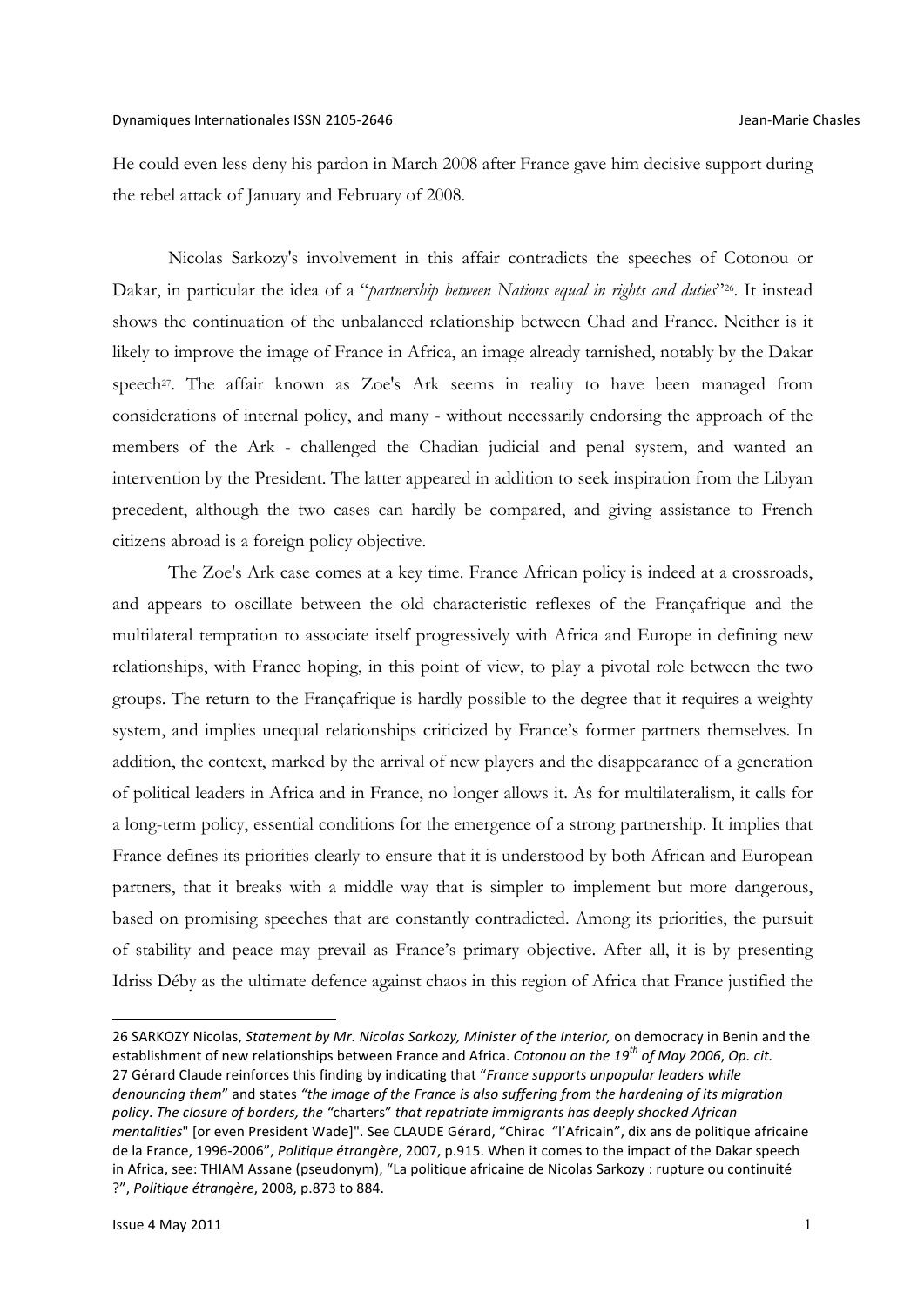He could even less deny his pardon in March 2008 after France gave him decisive support during the rebel attack of January and February of 2008.

Nicolas Sarkozy's involvement in this affair contradicts the speeches of Cotonou or Dakar, in particular the idea of a "*partnership between Nations equal in rights and duties*"[26]. It instead shows the continuation of the unbalanced relationship between Chad and France. Neither is it likely to improve the image of France in Africa, an image already tarnished, notably by the Dakar speech[27]. The affair known as Zoe's Ark seems in reality to have been managed from considerations of internal policy, and many - without necessarily endorsing the approach of the members of the Ark - challenged the Chadian judicial and penal system, and wanted an intervention by the President. The latter appeared in addition to seek inspiration from the Libyan precedent, although the two cases can hardly be compared, and giving assistance to French citizens abroad is a foreign policy objective.

The Zoe's Ark case comes at a key time. France African policy is indeed at a crossroads, and appears to oscillate between the old characteristic reflexes of the Françafrique and the multilateral temptation to associate itself progressively with Africa and Europe in defining new relationships, with France hoping, in this point of view, to play a pivotal role between the two groups. The return to the Françafrique is hardly possible to the degree that it requires a weighty system, and implies unequal relationships criticized by France's former partners themselves. In addition, the context, marked by the arrival of new players and the disappearance of a generation of political leaders in Africa and in France, no longer allows it. As for multilateralism, it calls for a long-term policy, essential conditions for the emergence of a strong partnership. It implies that France defines its priorities clearly to ensure that it is understood by both African and European partners, that it breaks with a middle way that is simpler to implement but more dangerous, based on promising speeches that are constantly contradicted. Among its priorities, the pursuit of stability and peace may prevail as France's primary objective. After all, it is by presenting Idriss Déby as the ultimate defence against chaos in this region of Africa that France justified the

---

26 SARKOZY Nicolas, *Statement by Mr. Nicolas Sarkozy, Minister of the Interior,* on democracy in Benin and the establishment of new relationships between France and Africa. *Cotonou on the 19th of May 2006*, *Op. cit.*

27 Gérard Claude reinforces this finding by indicating that "*France supports unpopular leaders while denouncing them*" and states *"the image of the France is also suffering from the hardening of its migration policy*. *The closure of borders, the "*charters" *that repatriate immigrants has deeply shocked African mentalities*" [or even President Wade]". See CLAUDE Gérard, "Chirac "l'Africain", dix ans de politique africaine de la France, 1996-2006", *Politique étrangère*, 2007, p.915. When it comes to the impact of the Dakar speech in Africa, see: THIAM Assane (pseudonym), "La politique africaine de Nicolas Sarkozy : rupture ou continuité ?", *Politique étrangère*, 2008, p.873 to 884.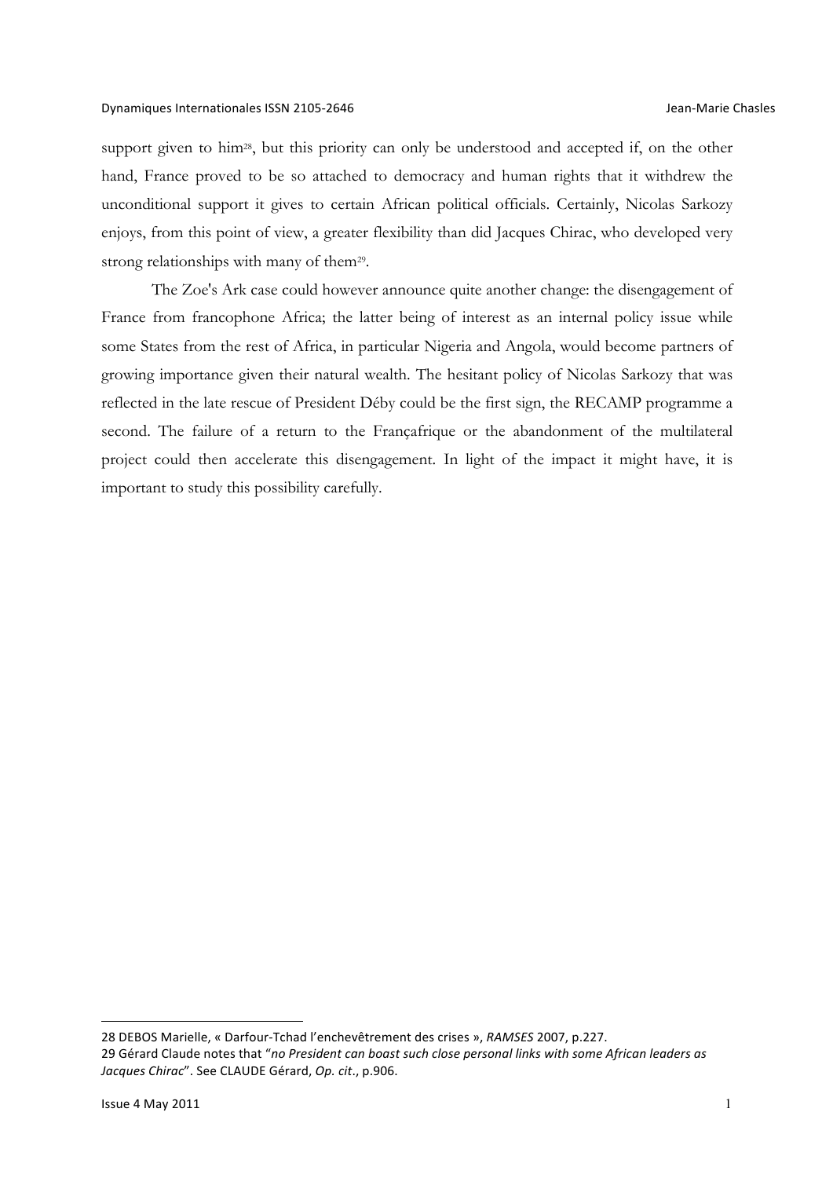support given to him[28], but this priority can only be understood and accepted if, on the other hand, France proved to be so attached to democracy and human rights that it withdrew the unconditional support it gives to certain African political officials. Certainly, Nicolas Sarkozy enjoys, from this point of view, a greater flexibility than did Jacques Chirac, who developed very strong relationships with many of them[29].

The Zoe's Ark case could however announce quite another change: the disengagement of France from francophone Africa; the latter being of interest as an internal policy issue while some States from the rest of Africa, in particular Nigeria and Angola, would become partners of growing importance given their natural wealth. The hesitant policy of Nicolas Sarkozy that was reflected in the late rescue of President Déby could be the first sign, the RECAMP programme a second. The failure of a return to the Françafrique or the abandonment of the multilateral project could then accelerate this disengagement. In light of the impact it might have, it is important to study this possibility carefully.

---

28 DEBOS Marielle, « Darfour-Tchad l'enchevêtrement des crises », *RAMSES* 2007, p.227.

29 Gérard Claude notes that "*no President can boast such close personal links with some African leaders as Jacques Chirac*". See CLAUDE Gérard, *Op. cit*., p.906.